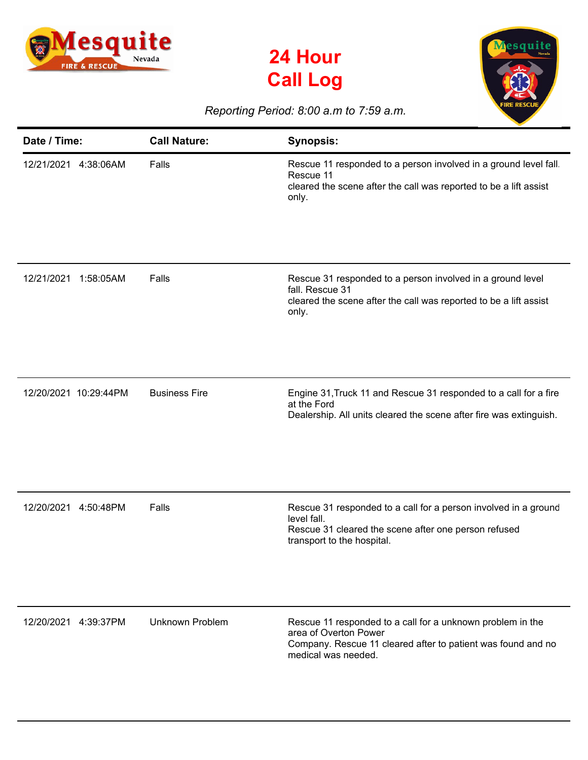# 24 Hour Call Log

*Reporting Period: 8:00 a.m to 7:59 a.m.*

| Date / Time: | Call Nature: | Synopsis: |
|---|---|---|
| 12/21/2021 4:38:06AM | Falls | Rescue 11 responded to a person involved in a ground level fall. Rescue 11 cleared the scene after the call was reported to be a lift assist only. |
| 12/21/2021 1:58:05AM | Falls | Rescue 31 responded to a person involved in a ground level fall. Rescue 31 cleared the scene after the call was reported to be a lift assist only. |
| 12/20/2021 10:29:44PM | Business Fire | Engine 31,Truck 11 and Rescue 31 responded to a call for a fire at the Ford Dealership. All units cleared the scene after fire was extinguish. |
| 12/20/2021 4:50:48PM | Falls | Rescue 31 responded to a call for a person involved in a ground level fall. Rescue 31 cleared the scene after one person refused transport to the hospital. |
| 12/20/2021 4:39:37PM | Unknown Problem | Rescue 11 responded to a call for a unknown problem in the area of Overton Power Company. Rescue 11 cleared after to patient was found and no medical was needed. |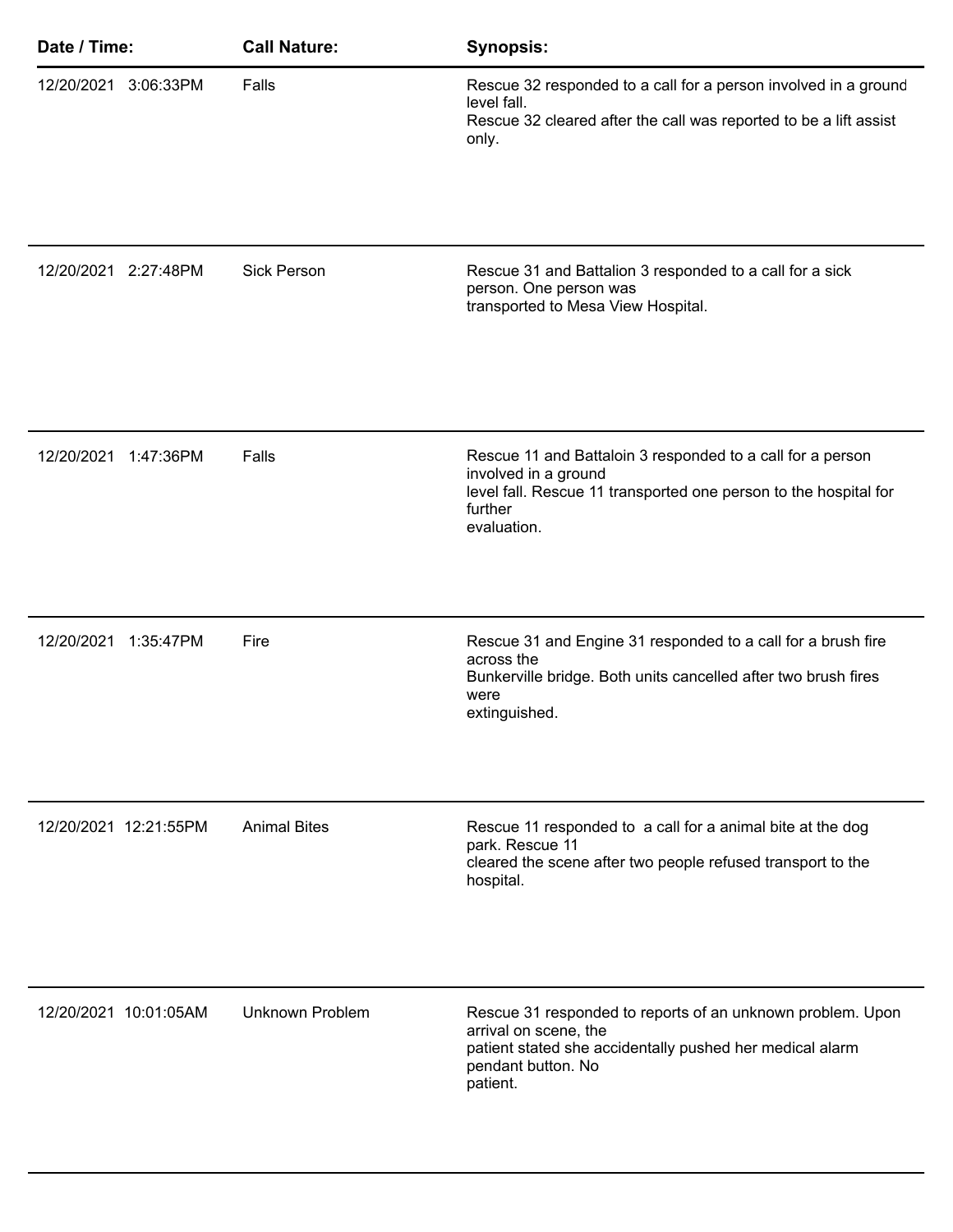| Date / Time: | Call Nature: | Synopsis: |
| --- | --- | --- |
| 12/20/2021 3:06:33PM | Falls | Rescue 32 responded to a call for a person involved in a ground level fall. Rescue 32 cleared after the call was reported to be a lift assist only. |
| 12/20/2021 2:27:48PM | Sick Person | Rescue 31 and Battalion 3 responded to a call for a sick person. One person was transported to Mesa View Hospital. |
| 12/20/2021 1:47:36PM | Falls | Rescue 11 and Battaloin 3 responded to a call for a person involved in a ground level fall. Rescue 11 transported one person to the hospital for further evaluation. |
| 12/20/2021 1:35:47PM | Fire | Rescue 31 and Engine 31 responded to a call for a brush fire across the Bunkerville bridge. Both units cancelled after two brush fires were extinguished. |
| 12/20/2021 12:21:55PM | Animal Bites | Rescue 11 responded to a call for a animal bite at the dog park. Rescue 11 cleared the scene after two people refused transport to the hospital. |
| 12/20/2021 10:01:05AM | Unknown Problem | Rescue 31 responded to reports of an unknown problem. Upon arrival on scene, the patient stated she accidentally pushed her medical alarm pendant button. No patient. |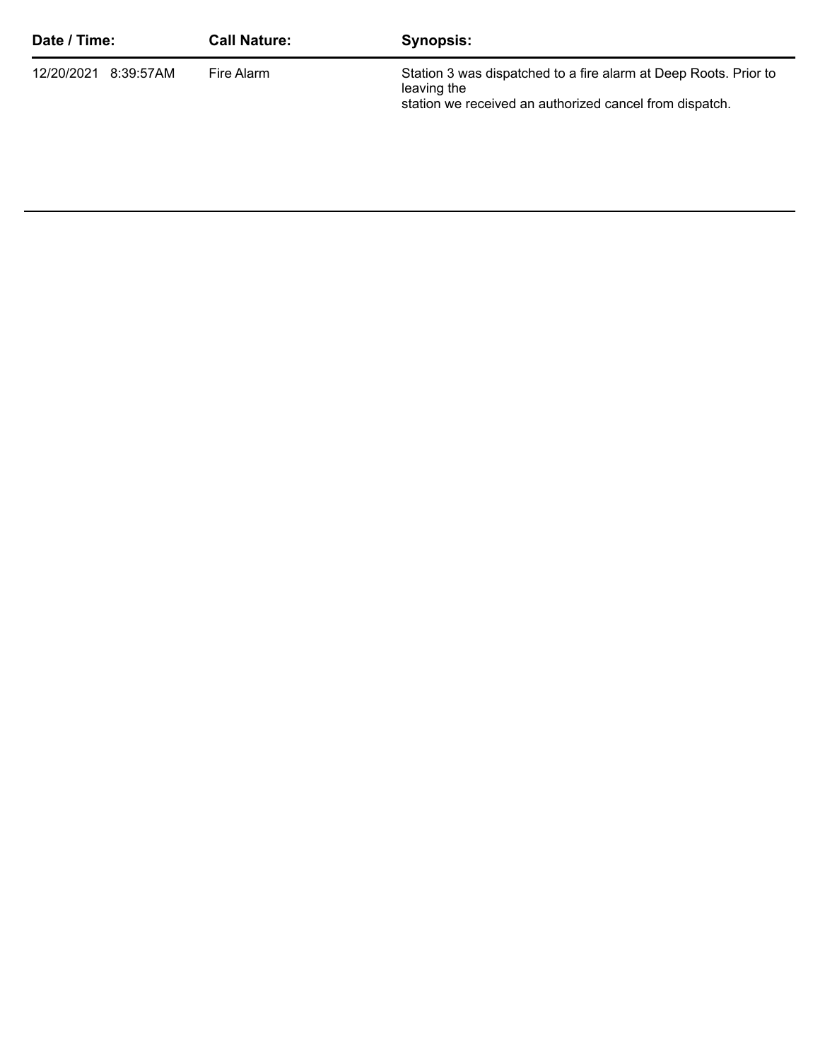| Date / Time: | Call Nature: | Synopsis: |
| --- | --- | --- |
| 12/20/2021 8:39:57AM | Fire Alarm | Station 3 was dispatched to a fire alarm at Deep Roots. Prior to leaving the station we received an authorized cancel from dispatch. |